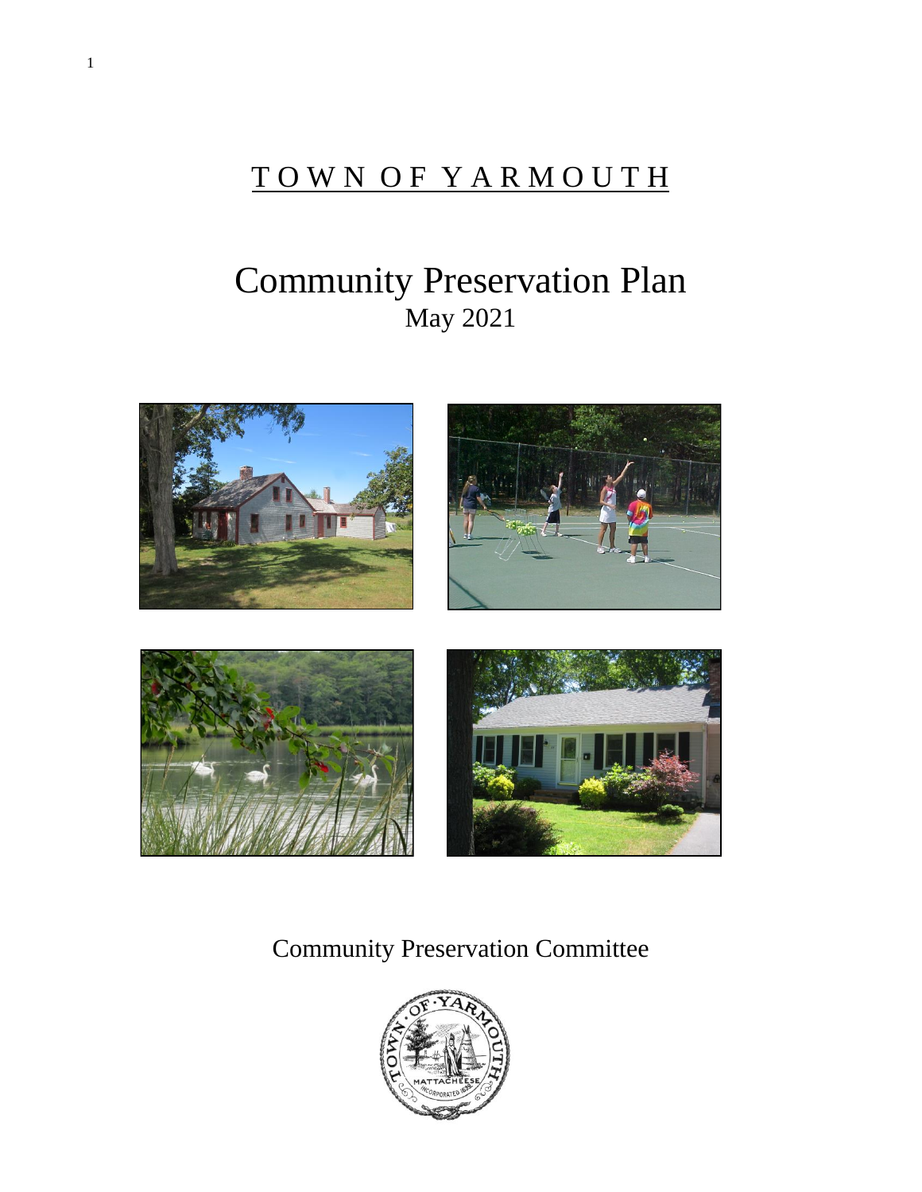# TOWN OF YARMOUTH

# Community Preservation Plan

May 2021

Community Preservation Committee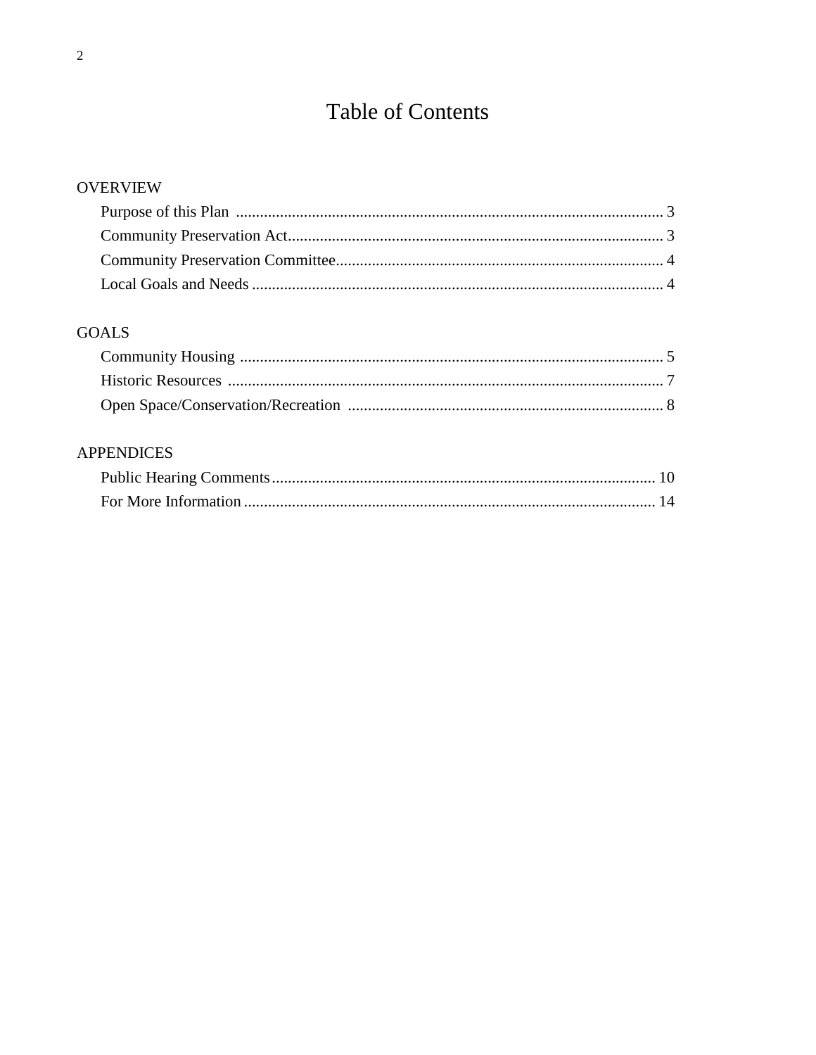# Table of Contents

OVERVIEW

- Purpose of this Plan .......... 3
- Community Preservation Act.......... 3
- Community Preservation Committee.......... 4
- Local Goals and Needs .......... 4

GOALS

- Community Housing .......... 5
- Historic Resources .......... 7
- Open Space/Conservation/Recreation .......... 8

APPENDICES

- Public Hearing Comments.......... 10
- For More Information.......... 14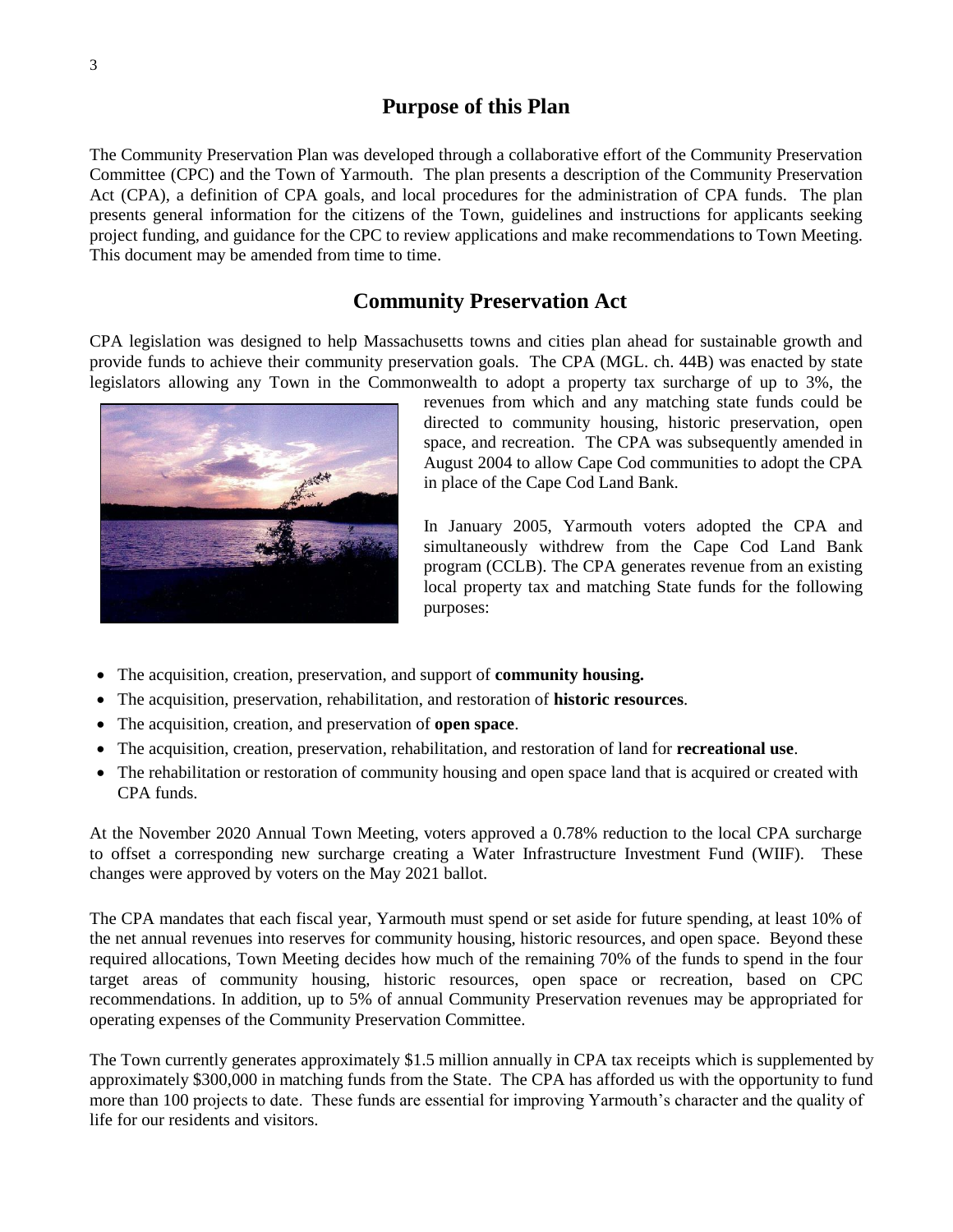## Purpose of this Plan

The Community Preservation Plan was developed through a collaborative effort of the Community Preservation Committee (CPC) and the Town of Yarmouth. The plan presents a description of the Community Preservation Act (CPA), a definition of CPA goals, and local procedures for the administration of CPA funds. The plan presents general information for the citizens of the Town, guidelines and instructions for applicants seeking project funding, and guidance for the CPC to review applications and make recommendations to Town Meeting. This document may be amended from time to time.

## Community Preservation Act

CPA legislation was designed to help Massachusetts towns and cities plan ahead for sustainable growth and provide funds to achieve their community preservation goals. The CPA (MGL. ch. 44B) was enacted by state legislators allowing any Town in the Commonwealth to adopt a property tax surcharge of up to 3%, the revenues from which and any matching state funds could be directed to community housing, historic preservation, open space, and recreation. The CPA was subsequently amended in August 2004 to allow Cape Cod communities to adopt the CPA in place of the Cape Cod Land Bank.

In January 2005, Yarmouth voters adopted the CPA and simultaneously withdrew from the Cape Cod Land Bank program (CCLB). The CPA generates revenue from an existing local property tax and matching State funds for the following purposes:

- The acquisition, creation, preservation, and support of **community housing.**
- The acquisition, preservation, rehabilitation, and restoration of **historic resources**.
- The acquisition, creation, and preservation of **open space**.
- The acquisition, creation, preservation, rehabilitation, and restoration of land for **recreational use**.
- The rehabilitation or restoration of community housing and open space land that is acquired or created with CPA funds.

At the November 2020 Annual Town Meeting, voters approved a 0.78% reduction to the local CPA surcharge to offset a corresponding new surcharge creating a Water Infrastructure Investment Fund (WIIF). These changes were approved by voters on the May 2021 ballot.

The CPA mandates that each fiscal year, Yarmouth must spend or set aside for future spending, at least 10% of the net annual revenues into reserves for community housing, historic resources, and open space. Beyond these required allocations, Town Meeting decides how much of the remaining 70% of the funds to spend in the four target areas of community housing, historic resources, open space or recreation, based on CPC recommendations. In addition, up to 5% of annual Community Preservation revenues may be appropriated for operating expenses of the Community Preservation Committee.

The Town currently generates approximately $1.5 million annually in CPA tax receipts which is supplemented by approximately $300,000 in matching funds from the State. The CPA has afforded us with the opportunity to fund more than 100 projects to date. These funds are essential for improving Yarmouth's character and the quality of life for our residents and visitors.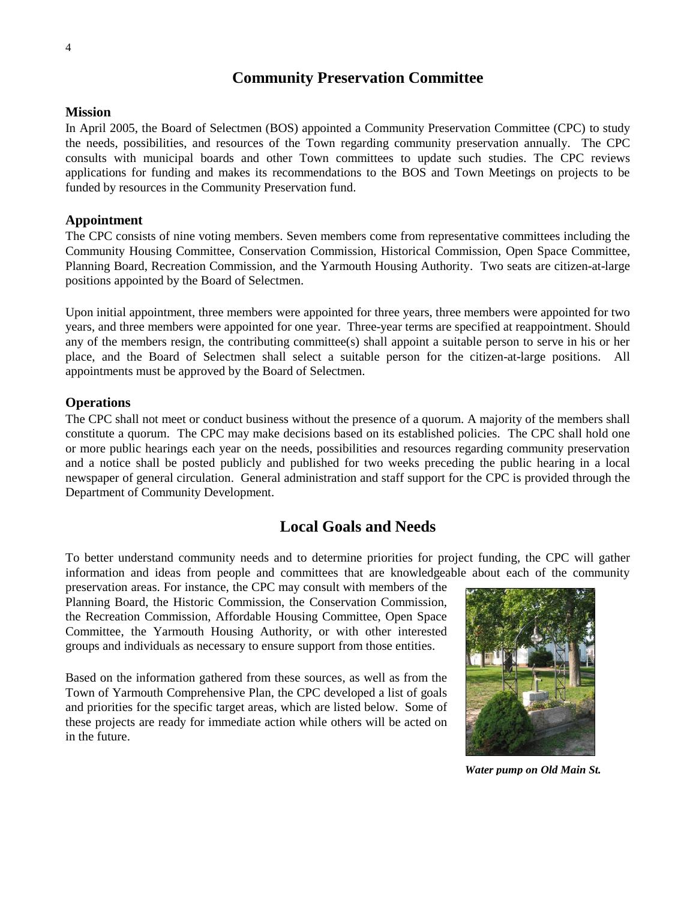## Community Preservation Committee

### Mission

In April 2005, the Board of Selectmen (BOS) appointed a Community Preservation Committee (CPC) to study the needs, possibilities, and resources of the Town regarding community preservation annually. The CPC consults with municipal boards and other Town committees to update such studies. The CPC reviews applications for funding and makes its recommendations to the BOS and Town Meetings on projects to be funded by resources in the Community Preservation fund.

### Appointment

The CPC consists of nine voting members. Seven members come from representative committees including the Community Housing Committee, Conservation Commission, Historical Commission, Open Space Committee, Planning Board, Recreation Commission, and the Yarmouth Housing Authority. Two seats are citizen-at-large positions appointed by the Board of Selectmen.

Upon initial appointment, three members were appointed for three years, three members were appointed for two years, and three members were appointed for one year. Three-year terms are specified at reappointment. Should any of the members resign, the contributing committee(s) shall appoint a suitable person to serve in his or her place, and the Board of Selectmen shall select a suitable person for the citizen-at-large positions. All appointments must be approved by the Board of Selectmen.

### Operations

The CPC shall not meet or conduct business without the presence of a quorum. A majority of the members shall constitute a quorum. The CPC may make decisions based on its established policies. The CPC shall hold one or more public hearings each year on the needs, possibilities and resources regarding community preservation and a notice shall be posted publicly and published for two weeks preceding the public hearing in a local newspaper of general circulation. General administration and staff support for the CPC is provided through the Department of Community Development.

## Local Goals and Needs

To better understand community needs and to determine priorities for project funding, the CPC will gather information and ideas from people and committees that are knowledgeable about each of the community preservation areas. For instance, the CPC may consult with members of the Planning Board, the Historic Commission, the Conservation Commission, the Recreation Commission, Affordable Housing Committee, Open Space Committee, the Yarmouth Housing Authority, or with other interested groups and individuals as necessary to ensure support from those entities.

Based on the information gathered from these sources, as well as from the Town of Yarmouth Comprehensive Plan, the CPC developed a list of goals and priorities for the specific target areas, which are listed below. Some of these projects are ready for immediate action while others will be acted on in the future.

***Water pump on Old Main St.***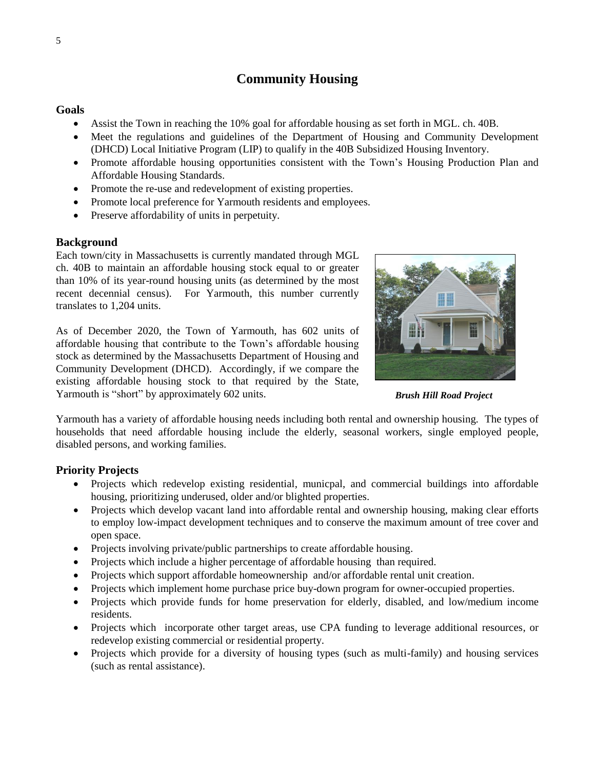# Community Housing

## Goals

- Assist the Town in reaching the 10% goal for affordable housing as set forth in MGL. ch. 40B.
- Meet the regulations and guidelines of the Department of Housing and Community Development (DHCD) Local Initiative Program (LIP) to qualify in the 40B Subsidized Housing Inventory.
- Promote affordable housing opportunities consistent with the Town's Housing Production Plan and Affordable Housing Standards.
- Promote the re-use and redevelopment of existing properties.
- Promote local preference for Yarmouth residents and employees.
- Preserve affordability of units in perpetuity.

## Background

Each town/city in Massachusetts is currently mandated through MGL ch. 40B to maintain an affordable housing stock equal to or greater than 10% of its year-round housing units (as determined by the most recent decennial census). For Yarmouth, this number currently translates to 1,204 units.

As of December 2020, the Town of Yarmouth, has 602 units of affordable housing that contribute to the Town's affordable housing stock as determined by the Massachusetts Department of Housing and Community Development (DHCD). Accordingly, if we compare the existing affordable housing stock to that required by the State, Yarmouth is "short" by approximately 602 units.

***Brush Hill Road Project***

Yarmouth has a variety of affordable housing needs including both rental and ownership housing. The types of households that need affordable housing include the elderly, seasonal workers, single employed people, disabled persons, and working families.

## Priority Projects

- Projects which redevelop existing residential, municpal, and commercial buildings into affordable housing, prioritizing underused, older and/or blighted properties.
- Projects which develop vacant land into affordable rental and ownership housing, making clear efforts to employ low-impact development techniques and to conserve the maximum amount of tree cover and open space.
- Projects involving private/public partnerships to create affordable housing.
- Projects which include a higher percentage of affordable housing than required.
- Projects which support affordable homeownership and/or affordable rental unit creation.
- Projects which implement home purchase price buy-down program for owner-occupied properties.
- Projects which provide funds for home preservation for elderly, disabled, and low/medium income residents.
- Projects which incorporate other target areas, use CPA funding to leverage additional resources, or redevelop existing commercial or residential property.
- Projects which provide for a diversity of housing types (such as multi-family) and housing services (such as rental assistance).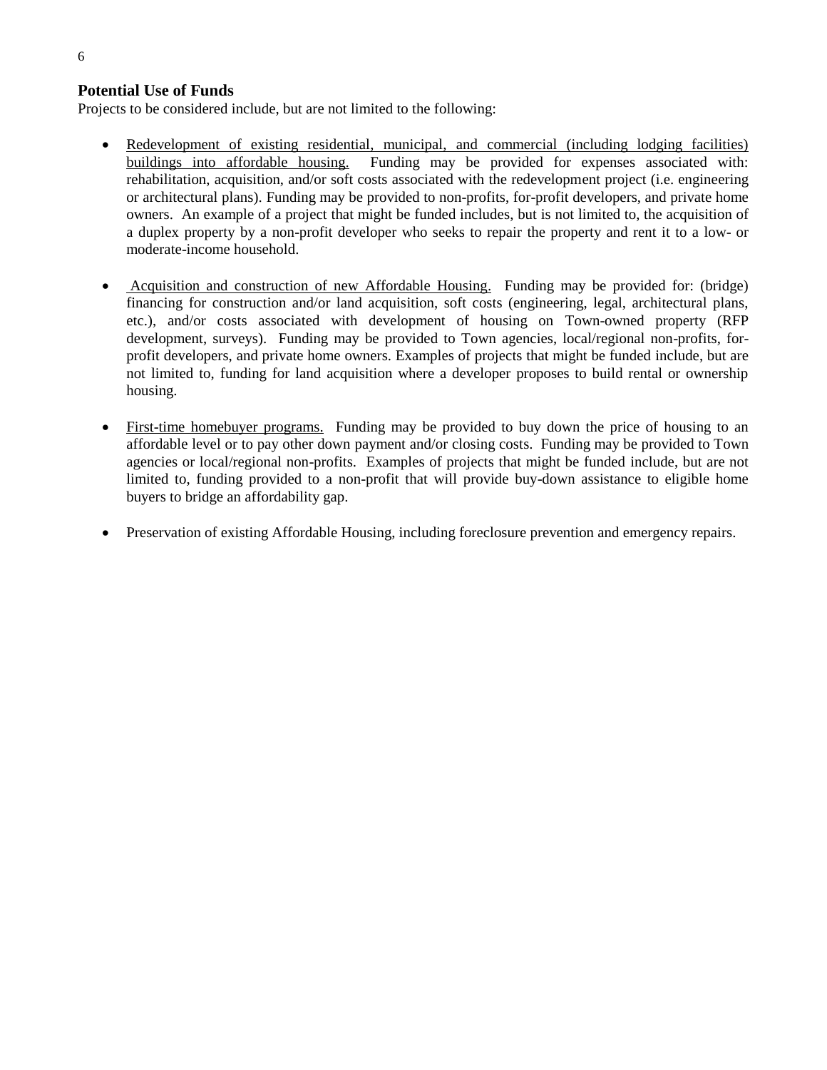## Potential Use of Funds

Projects to be considered include, but are not limited to the following:

- <u>Redevelopment of existing residential, municipal, and commercial (including lodging facilities) buildings into affordable housing.</u> Funding may be provided for expenses associated with: rehabilitation, acquisition, and/or soft costs associated with the redevelopment project (i.e. engineering or architectural plans). Funding may be provided to non-profits, for-profit developers, and private home owners. An example of a project that might be funded includes, but is not limited to, the acquisition of a duplex property by a non-profit developer who seeks to repair the property and rent it to a low- or moderate-income household.

- <u>Acquisition and construction of new Affordable Housing.</u> Funding may be provided for: (bridge) financing for construction and/or land acquisition, soft costs (engineering, legal, architectural plans, etc.), and/or costs associated with development of housing on Town-owned property (RFP development, surveys). Funding may be provided to Town agencies, local/regional non-profits, for-profit developers, and private home owners. Examples of projects that might be funded include, but are not limited to, funding for land acquisition where a developer proposes to build rental or ownership housing.

- <u>First-time homebuyer programs.</u> Funding may be provided to buy down the price of housing to an affordable level or to pay other down payment and/or closing costs. Funding may be provided to Town agencies or local/regional non-profits. Examples of projects that might be funded include, but are not limited to, funding provided to a non-profit that will provide buy-down assistance to eligible home buyers to bridge an affordability gap.

- Preservation of existing Affordable Housing, including foreclosure prevention and emergency repairs.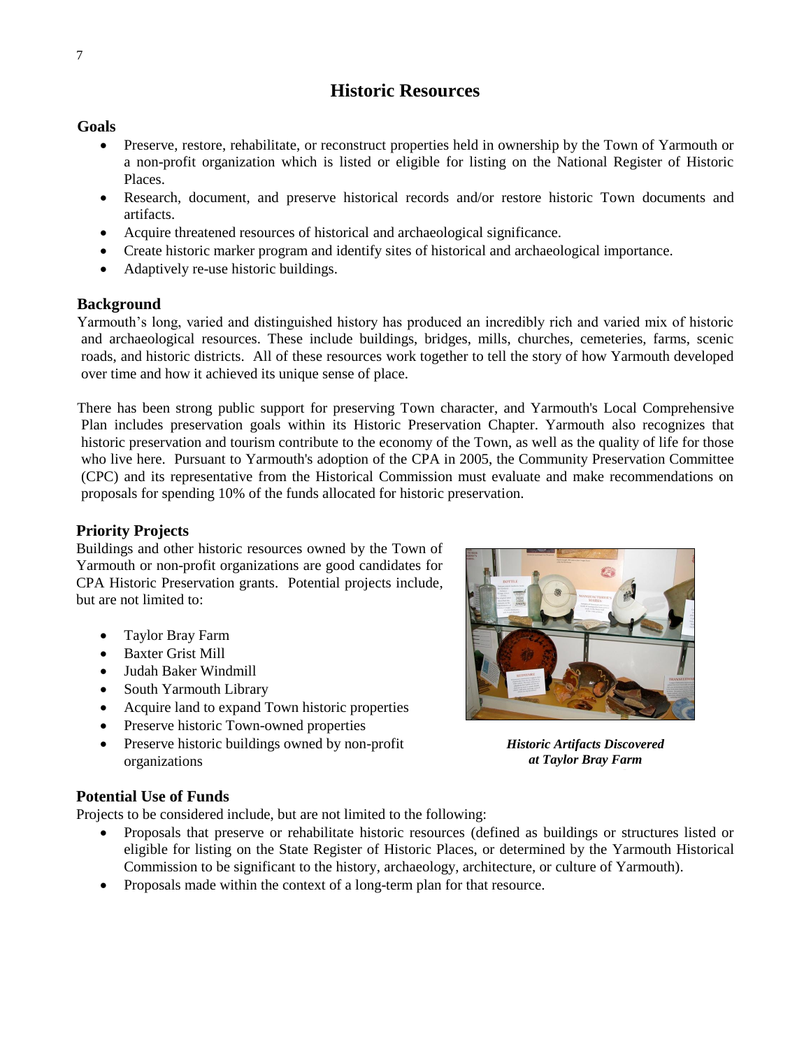# Historic Resources

## Goals

- Preserve, restore, rehabilitate, or reconstruct properties held in ownership by the Town of Yarmouth or a non-profit organization which is listed or eligible for listing on the National Register of Historic Places.
- Research, document, and preserve historical records and/or restore historic Town documents and artifacts.
- Acquire threatened resources of historical and archaeological significance.
- Create historic marker program and identify sites of historical and archaeological importance.
- Adaptively re-use historic buildings.

## Background

Yarmouth's long, varied and distinguished history has produced an incredibly rich and varied mix of historic and archaeological resources. These include buildings, bridges, mills, churches, cemeteries, farms, scenic roads, and historic districts. All of these resources work together to tell the story of how Yarmouth developed over time and how it achieved its unique sense of place.

There has been strong public support for preserving Town character, and Yarmouth's Local Comprehensive Plan includes preservation goals within its Historic Preservation Chapter. Yarmouth also recognizes that historic preservation and tourism contribute to the economy of the Town, as well as the quality of life for those who live here. Pursuant to Yarmouth's adoption of the CPA in 2005, the Community Preservation Committee (CPC) and its representative from the Historical Commission must evaluate and make recommendations on proposals for spending 10% of the funds allocated for historic preservation.

## Priority Projects

Buildings and other historic resources owned by the Town of Yarmouth or non-profit organizations are good candidates for CPA Historic Preservation grants. Potential projects include, but are not limited to:

- Taylor Bray Farm
- Baxter Grist Mill
- Judah Baker Windmill
- South Yarmouth Library
- Acquire land to expand Town historic properties
- Preserve historic Town-owned properties
- Preserve historic buildings owned by non-profit organizations

***Historic Artifacts Discovered at Taylor Bray Farm***

## Potential Use of Funds

Projects to be considered include, but are not limited to the following:

- Proposals that preserve or rehabilitate historic resources (defined as buildings or structures listed or eligible for listing on the State Register of Historic Places, or determined by the Yarmouth Historical Commission to be significant to the history, archaeology, architecture, or culture of Yarmouth).
- Proposals made within the context of a long-term plan for that resource.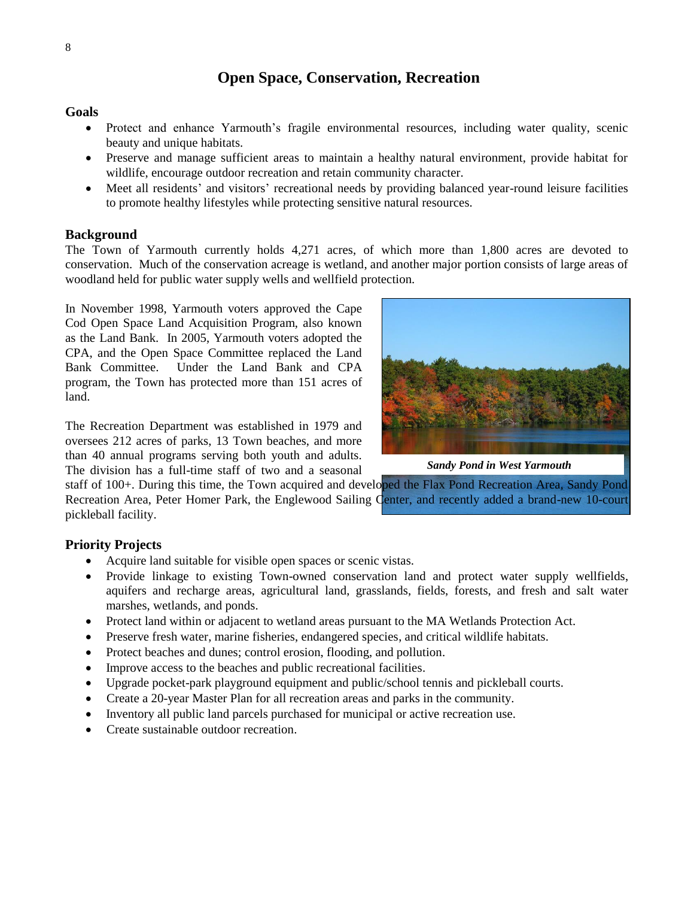# Open Space, Conservation, Recreation

## Goals

- Protect and enhance Yarmouth's fragile environmental resources, including water quality, scenic beauty and unique habitats.
- Preserve and manage sufficient areas to maintain a healthy natural environment, provide habitat for wildlife, encourage outdoor recreation and retain community character.
- Meet all residents' and visitors' recreational needs by providing balanced year-round leisure facilities to promote healthy lifestyles while protecting sensitive natural resources.

## Background

The Town of Yarmouth currently holds 4,271 acres, of which more than 1,800 acres are devoted to conservation. Much of the conservation acreage is wetland, and another major portion consists of large areas of woodland held for public water supply wells and wellfield protection.

In November 1998, Yarmouth voters approved the Cape Cod Open Space Land Acquisition Program, also known as the Land Bank. In 2005, Yarmouth voters adopted the CPA, and the Open Space Committee replaced the Land Bank Committee. Under the Land Bank and CPA program, the Town has protected more than 151 acres of land.

*Sandy Pond in West Yarmouth*

The Recreation Department was established in 1979 and oversees 212 acres of parks, 13 Town beaches, and more than 40 annual programs serving both youth and adults. The division has a full-time staff of two and a seasonal staff of 100+. During this time, the Town acquired and developed the Flax Pond Recreation Area, Sandy Pond Recreation Area, Peter Homer Park, the Englewood Sailing Center, and recently added a brand-new 10-court pickleball facility.

## Priority Projects

- Acquire land suitable for visible open spaces or scenic vistas.
- Provide linkage to existing Town-owned conservation land and protect water supply wellfields, aquifers and recharge areas, agricultural land, grasslands, fields, forests, and fresh and salt water marshes, wetlands, and ponds.
- Protect land within or adjacent to wetland areas pursuant to the MA Wetlands Protection Act.
- Preserve fresh water, marine fisheries, endangered species, and critical wildlife habitats.
- Protect beaches and dunes; control erosion, flooding, and pollution.
- Improve access to the beaches and public recreational facilities.
- Upgrade pocket-park playground equipment and public/school tennis and pickleball courts.
- Create a 20-year Master Plan for all recreation areas and parks in the community.
- Inventory all public land parcels purchased for municipal or active recreation use.
- Create sustainable outdoor recreation.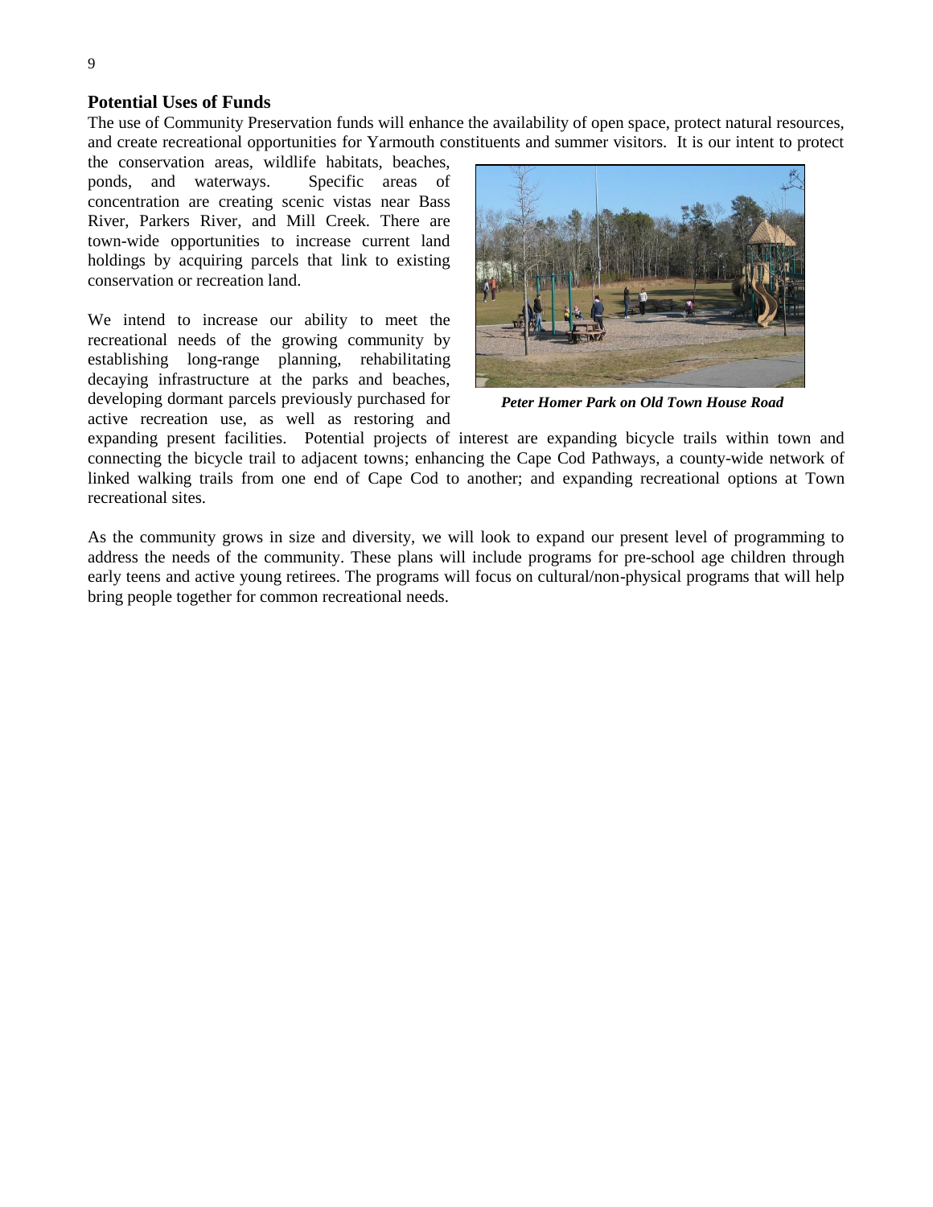## Potential Uses of Funds

The use of Community Preservation funds will enhance the availability of open space, protect natural resources, and create recreational opportunities for Yarmouth constituents and summer visitors. It is our intent to protect the conservation areas, wildlife habitats, beaches, ponds, and waterways. Specific areas of concentration are creating scenic vistas near Bass River, Parkers River, and Mill Creek. There are town-wide opportunities to increase current land holdings by acquiring parcels that link to existing conservation or recreation land.

We intend to increase our ability to meet the recreational needs of the growing community by establishing long-range planning, rehabilitating decaying infrastructure at the parks and beaches, developing dormant parcels previously purchased for active recreation use, as well as restoring and expanding present facilities. Potential projects of interest are expanding bicycle trails within town and connecting the bicycle trail to adjacent towns; enhancing the Cape Cod Pathways, a county-wide network of linked walking trails from one end of Cape Cod to another; and expanding recreational options at Town recreational sites.

***Peter Homer Park on Old Town House Road***

As the community grows in size and diversity, we will look to expand our present level of programming to address the needs of the community. These plans will include programs for pre-school age children through early teens and active young retirees. The programs will focus on cultural/non-physical programs that will help bring people together for common recreational needs.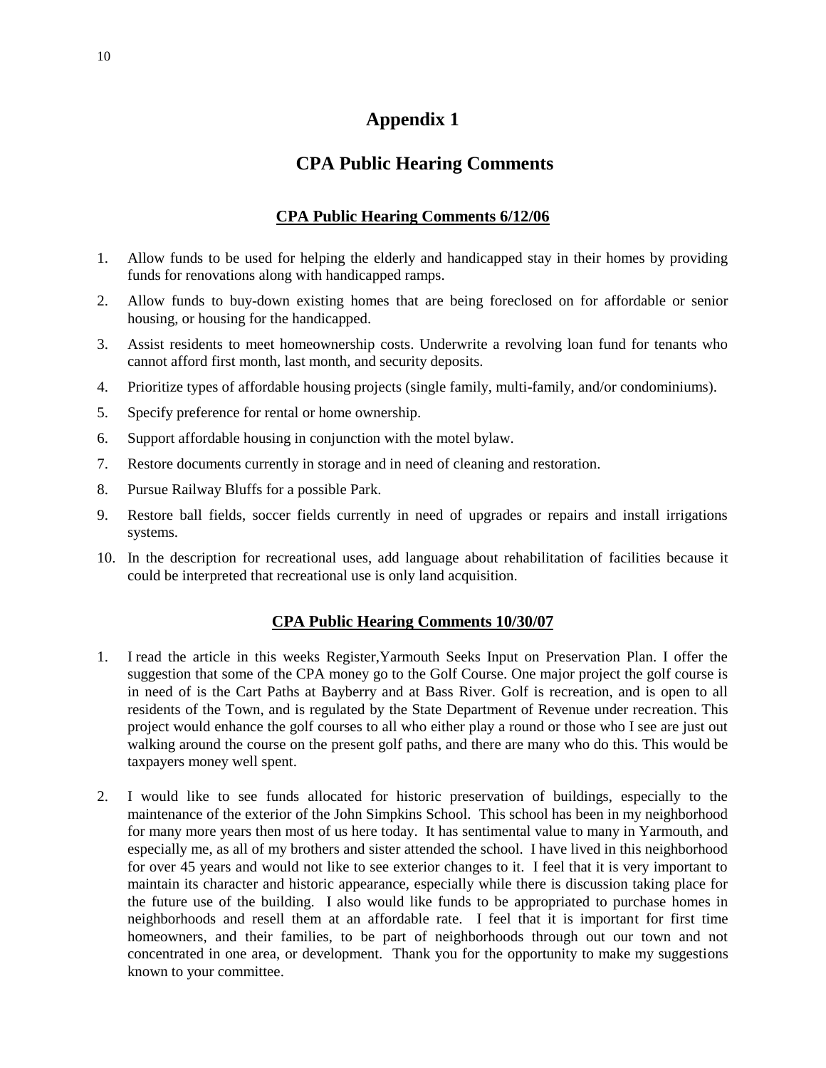# Appendix 1

# CPA Public Hearing Comments

### CPA Public Hearing Comments 6/12/06

1. Allow funds to be used for helping the elderly and handicapped stay in their homes by providing funds for renovations along with handicapped ramps.
2. Allow funds to buy-down existing homes that are being foreclosed on for affordable or senior housing, or housing for the handicapped.
3. Assist residents to meet homeownership costs. Underwrite a revolving loan fund for tenants who cannot afford first month, last month, and security deposits.
4. Prioritize types of affordable housing projects (single family, multi-family, and/or condominiums).
5. Specify preference for rental or home ownership.
6. Support affordable housing in conjunction with the motel bylaw.
7. Restore documents currently in storage and in need of cleaning and restoration.
8. Pursue Railway Bluffs for a possible Park.
9. Restore ball fields, soccer fields currently in need of upgrades or repairs and install irrigations systems.
10. In the description for recreational uses, add language about rehabilitation of facilities because it could be interpreted that recreational use is only land acquisition.

### CPA Public Hearing Comments 10/30/07

1. I read the article in this weeks Register,Yarmouth Seeks Input on Preservation Plan. I offer the suggestion that some of the CPA money go to the Golf Course. One major project the golf course is in need of is the Cart Paths at Bayberry and at Bass River. Golf is recreation, and is open to all residents of the Town, and is regulated by the State Department of Revenue under recreation. This project would enhance the golf courses to all who either play a round or those who I see are just out walking around the course on the present golf paths, and there are many who do this. This would be taxpayers money well spent.

2. I would like to see funds allocated for historic preservation of buildings, especially to the maintenance of the exterior of the John Simpkins School. This school has been in my neighborhood for many more years then most of us here today. It has sentimental value to many in Yarmouth, and especially me, as all of my brothers and sister attended the school. I have lived in this neighborhood for over 45 years and would not like to see exterior changes to it. I feel that it is very important to maintain its character and historic appearance, especially while there is discussion taking place for the future use of the building. I also would like funds to be appropriated to purchase homes in neighborhoods and resell them at an affordable rate. I feel that it is important for first time homeowners, and their families, to be part of neighborhoods through out our town and not concentrated in one area, or development. Thank you for the opportunity to make my suggestions known to your committee.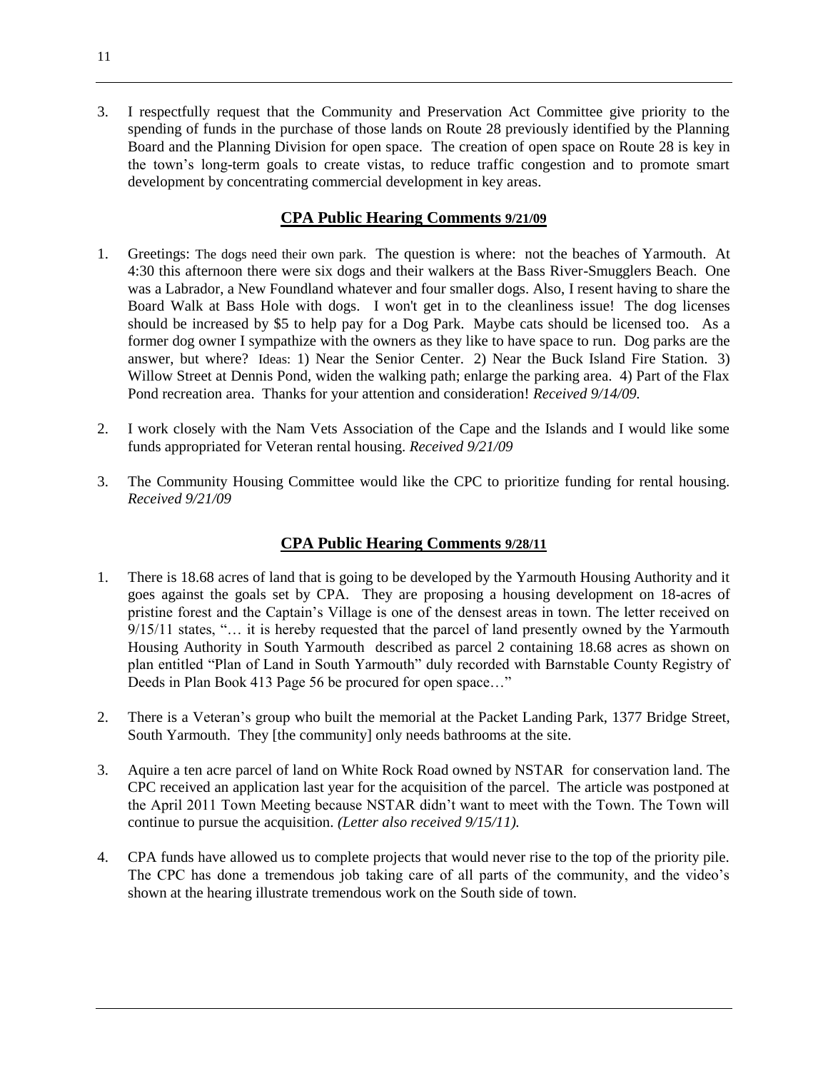3. I respectfully request that the Community and Preservation Act Committee give priority to the spending of funds in the purchase of those lands on Route 28 previously identified by the Planning Board and the Planning Division for open space. The creation of open space on Route 28 is key in the town's long-term goals to create vistas, to reduce traffic congestion and to promote smart development by concentrating commercial development in key areas.

## CPA Public Hearing Comments 9/21/09

1. Greetings: The dogs need their own park. The question is where: not the beaches of Yarmouth. At 4:30 this afternoon there were six dogs and their walkers at the Bass River-Smugglers Beach. One was a Labrador, a New Foundland whatever and four smaller dogs. Also, I resent having to share the Board Walk at Bass Hole with dogs. I won't get in to the cleanliness issue! The dog licenses should be increased by $5 to help pay for a Dog Park. Maybe cats should be licensed too. As a former dog owner I sympathize with the owners as they like to have space to run. Dog parks are the answer, but where? Ideas: 1) Near the Senior Center. 2) Near the Buck Island Fire Station. 3) Willow Street at Dennis Pond, widen the walking path; enlarge the parking area. 4) Part of the Flax Pond recreation area. Thanks for your attention and consideration! *Received 9/14/09.*

2. I work closely with the Nam Vets Association of the Cape and the Islands and I would like some funds appropriated for Veteran rental housing. *Received 9/21/09*

3. The Community Housing Committee would like the CPC to prioritize funding for rental housing. *Received 9/21/09*

## CPA Public Hearing Comments 9/28/11

1. There is 18.68 acres of land that is going to be developed by the Yarmouth Housing Authority and it goes against the goals set by CPA. They are proposing a housing development on 18-acres of pristine forest and the Captain's Village is one of the densest areas in town. The letter received on 9/15/11 states, "… it is hereby requested that the parcel of land presently owned by the Yarmouth Housing Authority in South Yarmouth described as parcel 2 containing 18.68 acres as shown on plan entitled "Plan of Land in South Yarmouth" duly recorded with Barnstable County Registry of Deeds in Plan Book 413 Page 56 be procured for open space…"

2. There is a Veteran's group who built the memorial at the Packet Landing Park, 1377 Bridge Street, South Yarmouth. They [the community] only needs bathrooms at the site.

3. Aquire a ten acre parcel of land on White Rock Road owned by NSTAR for conservation land. The CPC received an application last year for the acquisition of the parcel. The article was postponed at the April 2011 Town Meeting because NSTAR didn't want to meet with the Town. The Town will continue to pursue the acquisition. *(Letter also received 9/15/11).*

4. CPA funds have allowed us to complete projects that would never rise to the top of the priority pile. The CPC has done a tremendous job taking care of all parts of the community, and the video's shown at the hearing illustrate tremendous work on the South side of town.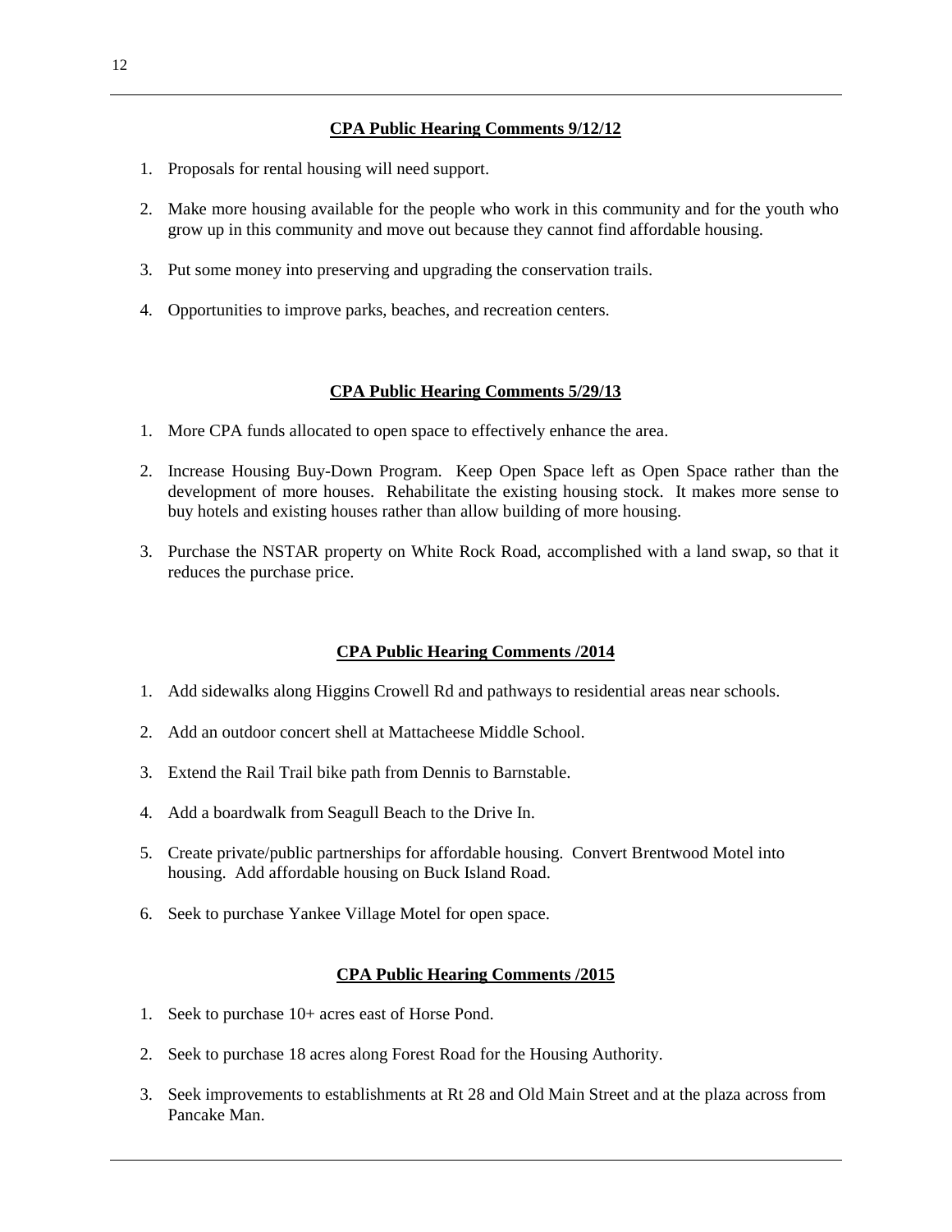## CPA Public Hearing Comments 9/12/12

1. Proposals for rental housing will need support.
2. Make more housing available for the people who work in this community and for the youth who grow up in this community and move out because they cannot find affordable housing.
3. Put some money into preserving and upgrading the conservation trails.
4. Opportunities to improve parks, beaches, and recreation centers.

## CPA Public Hearing Comments 5/29/13

1. More CPA funds allocated to open space to effectively enhance the area.
2. Increase Housing Buy-Down Program. Keep Open Space left as Open Space rather than the development of more houses. Rehabilitate the existing housing stock. It makes more sense to buy hotels and existing houses rather than allow building of more housing.
3. Purchase the NSTAR property on White Rock Road, accomplished with a land swap, so that it reduces the purchase price.

## CPA Public Hearing Comments /2014

1. Add sidewalks along Higgins Crowell Rd and pathways to residential areas near schools.
2. Add an outdoor concert shell at Mattacheese Middle School.
3. Extend the Rail Trail bike path from Dennis to Barnstable.
4. Add a boardwalk from Seagull Beach to the Drive In.
5. Create private/public partnerships for affordable housing. Convert Brentwood Motel into housing. Add affordable housing on Buck Island Road.
6. Seek to purchase Yankee Village Motel for open space.

## CPA Public Hearing Comments /2015

1. Seek to purchase 10+ acres east of Horse Pond.
2. Seek to purchase 18 acres along Forest Road for the Housing Authority.
3. Seek improvements to establishments at Rt 28 and Old Main Street and at the plaza across from Pancake Man.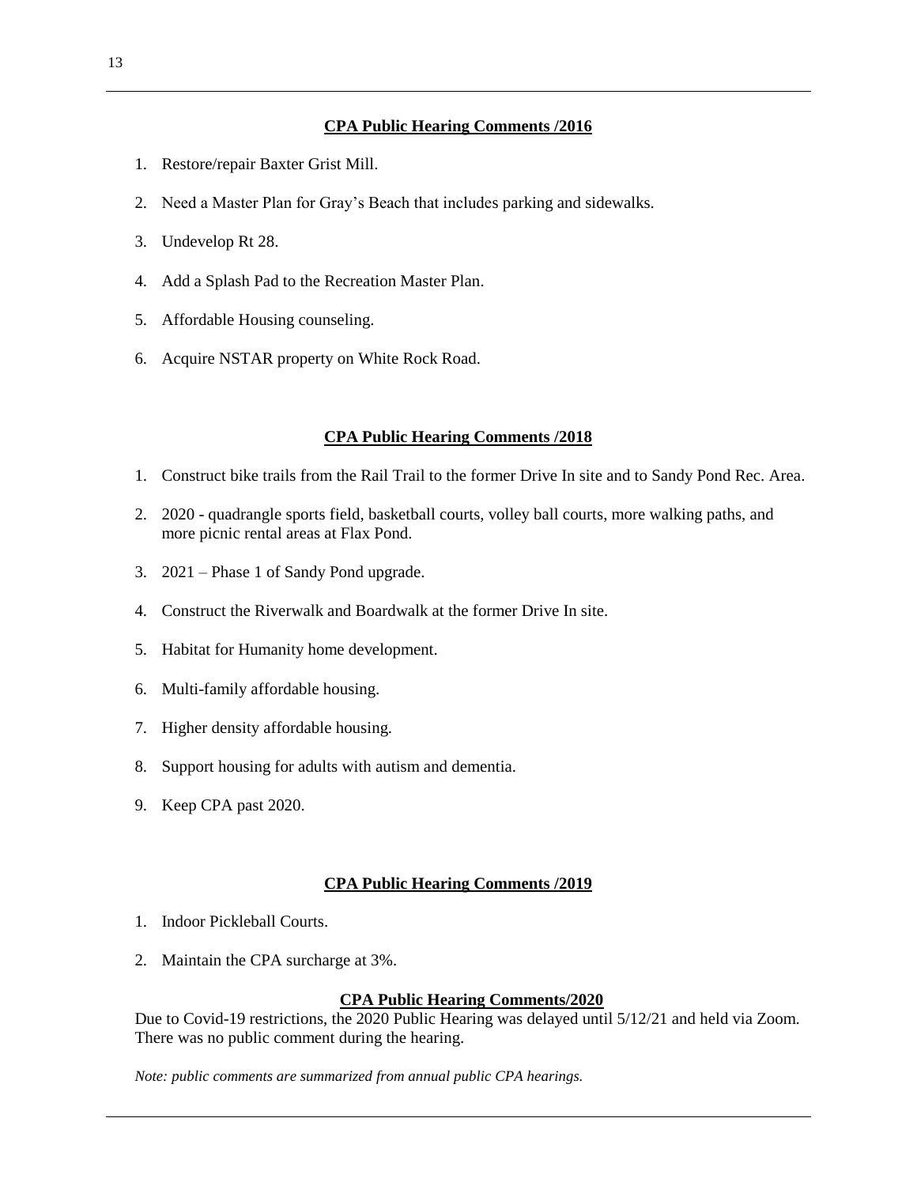## CPA Public Hearing Comments /2016

1. Restore/repair Baxter Grist Mill.
2. Need a Master Plan for Gray's Beach that includes parking and sidewalks.
3. Undevelop Rt 28.
4. Add a Splash Pad to the Recreation Master Plan.
5. Affordable Housing counseling.
6. Acquire NSTAR property on White Rock Road.

## CPA Public Hearing Comments /2018

1. Construct bike trails from the Rail Trail to the former Drive In site and to Sandy Pond Rec. Area.
2. 2020 - quadrangle sports field, basketball courts, volley ball courts, more walking paths, and more picnic rental areas at Flax Pond.
3. 2021 – Phase 1 of Sandy Pond upgrade.
4. Construct the Riverwalk and Boardwalk at the former Drive In site.
5. Habitat for Humanity home development.
6. Multi-family affordable housing.
7. Higher density affordable housing.
8. Support housing for adults with autism and dementia.
9. Keep CPA past 2020.

## CPA Public Hearing Comments /2019

1. Indoor Pickleball Courts.
2. Maintain the CPA surcharge at 3%.

## CPA Public Hearing Comments/2020

Due to Covid-19 restrictions, the 2020 Public Hearing was delayed until 5/12/21 and held via Zoom. There was no public comment during the hearing.

*Note: public comments are summarized from annual public CPA hearings.*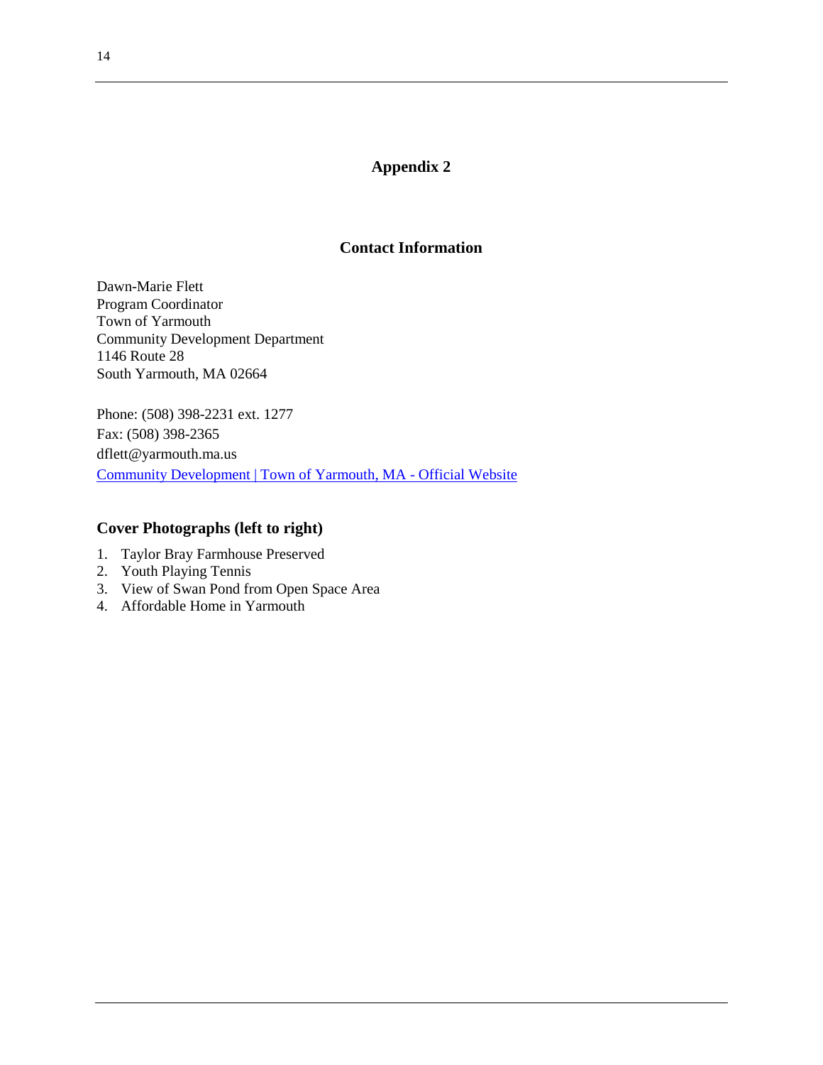## Appendix 2

### Contact Information

Dawn-Marie Flett
Program Coordinator
Town of Yarmouth
Community Development Department
1146 Route 28
South Yarmouth, MA 02664

Phone: (508) 398-2231 ext. 1277
Fax: (508) 398-2365
dflett@yarmouth.ma.us
Community Development | Town of Yarmouth, MA - Official Website

### Cover Photographs (left to right)

1. Taylor Bray Farmhouse Preserved
2. Youth Playing Tennis
3. View of Swan Pond from Open Space Area
4. Affordable Home in Yarmouth